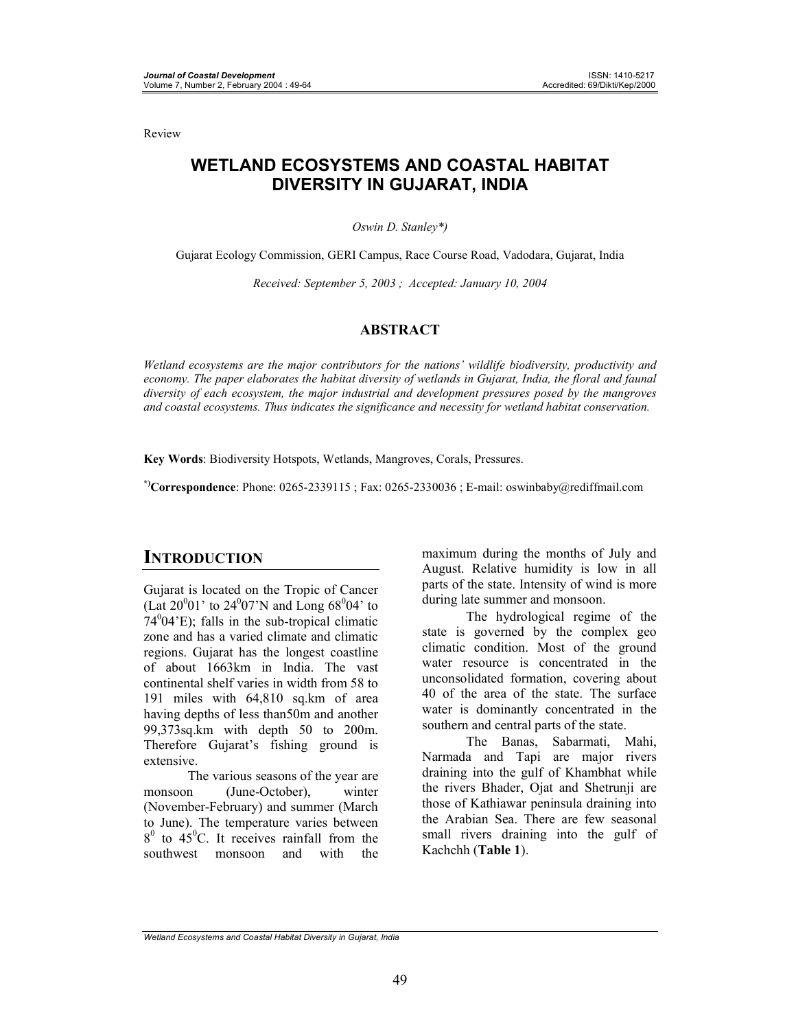Review

# WETLAND ECOSYSTEMS AND COASTAL HABITAT DIVERSITY IN GUJARAT, INDIA

*Oswin D. Stanley\*)*

Gujarat Ecology Commission, GERI Campus, Race Course Road, Vadodara, Gujarat, India

*Received: September 5, 2003 ; Accepted: January 10, 2004*

## ABSTRACT

*Wetland ecosystems are the major contributors for the nations' wildlife biodiversity, productivity and economy. The paper elaborates the habitat diversity of wetlands in Gujarat, India, the floral and faunal diversity of each ecosystem, the major industrial and development pressures posed by the mangroves and coastal ecosystems. Thus indicates the significance and necessity for wetland habitat conservation.*

**Key Words**: Biodiversity Hotspots, Wetlands, Mangroves, Corals, Pressures.

\*) **Correspondence**: Phone: 0265-2339115 ; Fax: 0265-2330036 ; E-mail: oswinbaby@rediffmail.com

## INTRODUCTION

Gujarat is located on the Tropic of Cancer (Lat $20^0$01' to $24^0$07'N and Long $68^0$04' to $74^0$04'E); falls in the sub-tropical climatic zone and has a varied climate and climatic regions. Gujarat has the longest coastline of about 1663km in India. The vast continental shelf varies in width from 58 to 191 miles with 64,810 sq.km of area having depths of less than50m and another 99,373sq.km with depth 50 to 200m. Therefore Gujarat's fishing ground is extensive.

The various seasons of the year are monsoon (June-October), winter (November-February) and summer (March to June). The temperature varies between $8^0$ to $45^0$C. It receives rainfall from the southwest monsoon and with the maximum during the months of July and August. Relative humidity is low in all parts of the state. Intensity of wind is more during late summer and monsoon.

The hydrological regime of the state is governed by the complex geo climatic condition. Most of the ground water resource is concentrated in the unconsolidated formation, covering about 40 of the area of the state. The surface water is dominantly concentrated in the southern and central parts of the state.

The Banas, Sabarmati, Mahi, Narmada and Tapi are major rivers draining into the gulf of Khambhat while the rivers Bhader, Ojat and Shetrunji are those of Kathiawar peninsula draining into the Arabian Sea. There are few seasonal small rivers draining into the gulf of Kachchh (**Table 1**).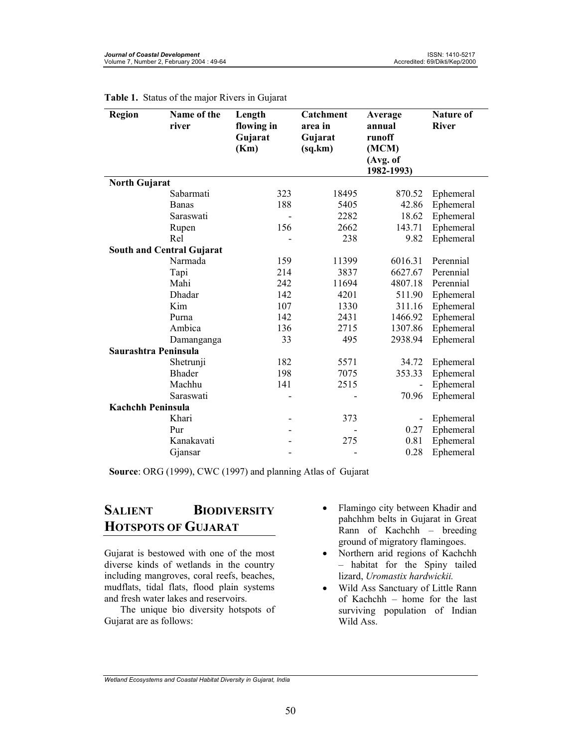**Table 1.** Status of the major Rivers in Gujarat

| Region | Name of the river | Length flowing in Gujarat (Km) | Catchment area in Gujarat (sq.km) | Average annual runoff (MCM) (Avg. of 1982-1993) | Nature of River |
|---|---|---|---|---|---|
| **North Gujarat** | | | | | |
| | Sabarmati | 323 | 18495 | 870.52 | Ephemeral |
| | Banas | 188 | 5405 | 42.86 | Ephemeral |
| | Saraswati | - | 2282 | 18.62 | Ephemeral |
| | Rupen | 156 | 2662 | 143.71 | Ephemeral |
| | Rel | - | 238 | 9.82 | Ephemeral |
| **South and Central Gujarat** | | | | | |
| | Narmada | 159 | 11399 | 6016.31 | Perennial |
| | Tapi | 214 | 3837 | 6627.67 | Perennial |
| | Mahi | 242 | 11694 | 4807.18 | Perennial |
| | Dhadar | 142 | 4201 | 511.90 | Ephemeral |
| | Kim | 107 | 1330 | 311.16 | Ephemeral |
| | Purna | 142 | 2431 | 1466.92 | Ephemeral |
| | Ambica | 136 | 2715 | 1307.86 | Ephemeral |
| | Damanganga | 33 | 495 | 2938.94 | Ephemeral |
| **Saurashtra Peninsula** | | | | | |
| | Shetrunji | 182 | 5571 | 34.72 | Ephemeral |
| | Bhader | 198 | 7075 | 353.33 | Ephemeral |
| | Machhu | 141 | 2515 | - | Ephemeral |
| | Saraswati | - | - | 70.96 | Ephemeral |
| **Kachchh Peninsula** | | | | | |
| | Khari | - | 373 | - | Ephemeral |
| | Pur | - | - | 0.27 | Ephemeral |
| | Kanakavati | - | 275 | 0.81 | Ephemeral |
| | Gjansar | - | - | 0.28 | Ephemeral |

**Source**: ORG (1999), CWC (1997) and planning Atlas of Gujarat

## SALIENT BIODIVERSITY HOTSPOTS OF GUJARAT

Gujarat is bestowed with one of the most diverse kinds of wetlands in the country including mangroves, coral reefs, beaches, mudflats, tidal flats, flood plain systems and fresh water lakes and reservoirs.

The unique bio diversity hotspots of Gujarat are as follows:

- Flamingo city between Khadir and pahchhm belts in Gujarat in Great Rann of Kachchh – breeding ground of migratory flamingoes.
- Northern arid regions of Kachchh – habitat for the Spiny tailed lizard, *Uromastix hardwickii.*
- Wild Ass Sanctuary of Little Rann of Kachchh – home for the last surviving population of Indian Wild Ass.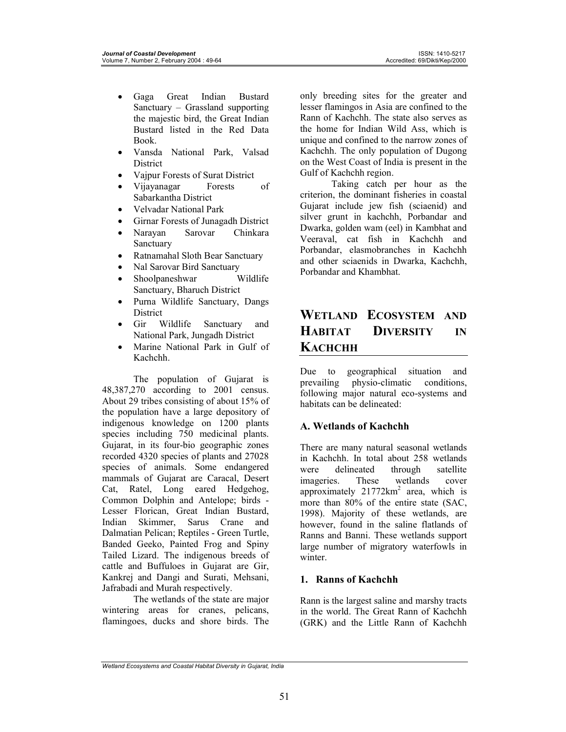- Gaga Great Indian Bustard Sanctuary – Grassland supporting the majestic bird, the Great Indian Bustard listed in the Red Data Book.
- Vansda National Park, Valsad District
- Vajpur Forests of Surat District
- Vijayanagar Forests of Sabarkantha District
- Velvadar National Park
- Girnar Forests of Junagadh District
- Narayan Sarovar Chinkara Sanctuary
- Ratnamahal Sloth Bear Sanctuary
- Nal Sarovar Bird Sanctuary
- Shoolpaneshwar Wildlife Sanctuary, Bharuch District
- Purna Wildlife Sanctuary, Dangs District
- Gir Wildlife Sanctuary and National Park, Jungadh District
- Marine National Park in Gulf of Kachchh.

The population of Gujarat is 48,387,270 according to 2001 census. About 29 tribes consisting of about 15% of the population have a large depository of indigenous knowledge on 1200 plants species including 750 medicinal plants. Gujarat, in its four-bio geographic zones recorded 4320 species of plants and 27028 species of animals. Some endangered mammals of Gujarat are Caracal, Desert Cat, Ratel, Long eared Hedgehog, Common Dolphin and Antelope; birds - Lesser Florican, Great Indian Bustard, Indian Skimmer, Sarus Crane and Dalmatian Pelican; Reptiles - Green Turtle, Banded Geeko, Painted Frog and Spiny Tailed Lizard. The indigenous breeds of cattle and Buffuloes in Gujarat are Gir, Kankrej and Dangi and Surati, Mehsani, Jafrabadi and Murah respectively.

The wetlands of the state are major wintering areas for cranes, pelicans, flamingoes, ducks and shore birds. The only breeding sites for the greater and lesser flamingos in Asia are confined to the Rann of Kachchh. The state also serves as the home for Indian Wild Ass, which is unique and confined to the narrow zones of Kachchh. The only population of Dugong on the West Coast of India is present in the Gulf of Kachchh region.

Taking catch per hour as the criterion, the dominant fisheries in coastal Gujarat include jew fish (sciaenid) and silver grunt in kachchh, Porbandar and Dwarka, golden wam (eel) in Kambhat and Veeraval, cat fish in Kachchh and Porbandar, elasmobranches in Kachchh and other sciaenids in Dwarka, Kachchh, Porbandar and Khambhat.

## WETLAND ECOSYSTEM AND HABITAT DIVERSITY IN KACHCHH

Due to geographical situation and prevailing physio-climatic conditions, following major natural eco-systems and habitats can be delineated:

### A. Wetlands of Kachchh

There are many natural seasonal wetlands in Kachchh. In total about 258 wetlands were delineated through satellite imageries. These wetlands cover approximately 21772km$^2$ area, which is more than 80% of the entire state (SAC, 1998). Majority of these wetlands, are however, found in the saline flatlands of Ranns and Banni. These wetlands support large number of migratory waterfowls in winter.

### 1. Ranns of Kachchh

Rann is the largest saline and marshy tracts in the world. The Great Rann of Kachchh (GRK) and the Little Rann of Kachchh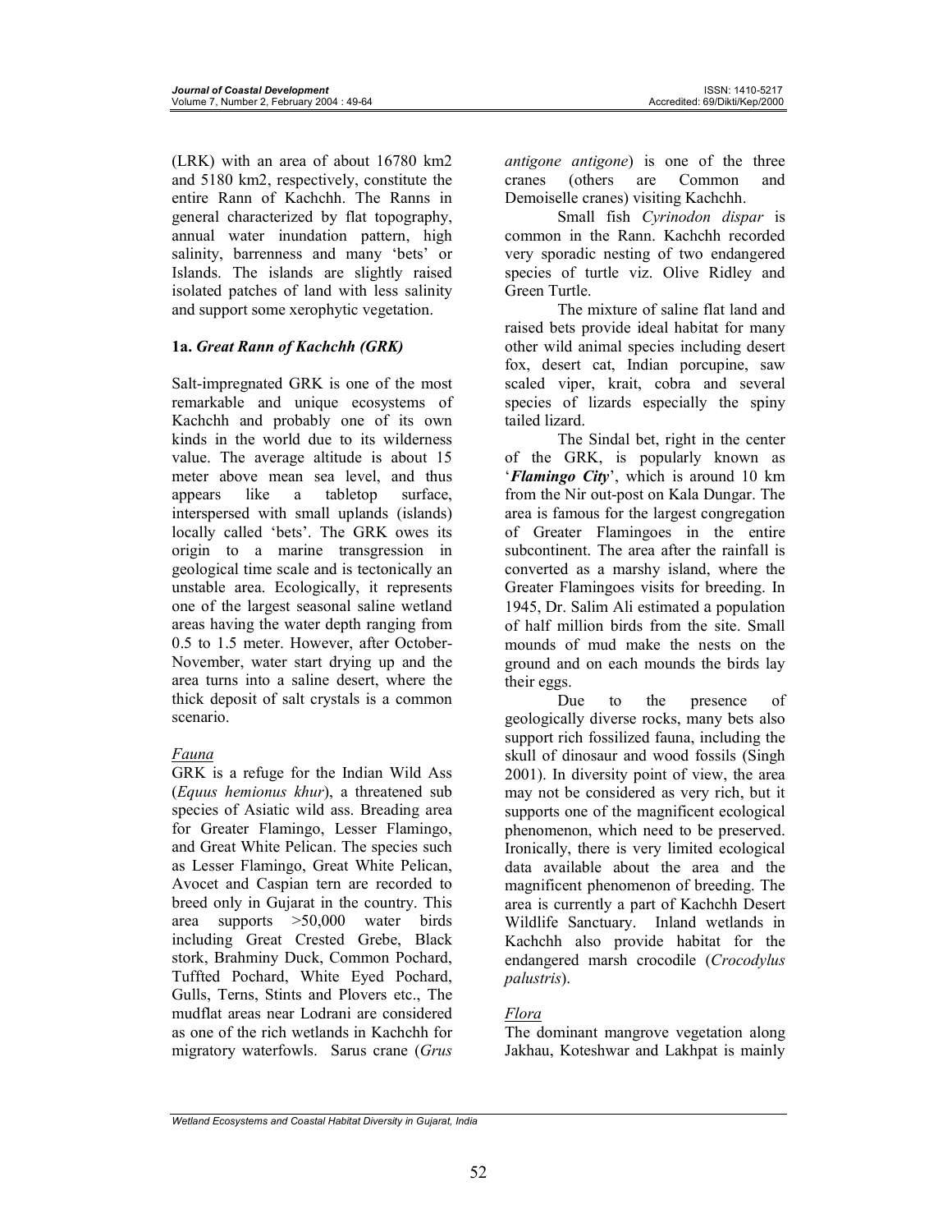(LRK) with an area of about 16780 km2 and 5180 km2, respectively, constitute the entire Rann of Kachchh. The Ranns in general characterized by flat topography, annual water inundation pattern, high salinity, barrenness and many 'bets' or Islands. The islands are slightly raised isolated patches of land with less salinity and support some xerophytic vegetation.

### 1a. *Great Rann of Kachchh (GRK)*

Salt-impregnated GRK is one of the most remarkable and unique ecosystems of Kachchh and probably one of its own kinds in the world due to its wilderness value. The average altitude is about 15 meter above mean sea level, and thus appears like a tabletop surface, interspersed with small uplands (islands) locally called 'bets'. The GRK owes its origin to a marine transgression in geological time scale and is tectonically an unstable area. Ecologically, it represents one of the largest seasonal saline wetland areas having the water depth ranging from 0.5 to 1.5 meter. However, after October-November, water start drying up and the area turns into a saline desert, where the thick deposit of salt crystals is a common scenario.

#### *Fauna*

GRK is a refuge for the Indian Wild Ass (*Equus hemionus khur*), a threatened sub species of Asiatic wild ass. Breading area for Greater Flamingo, Lesser Flamingo, and Great White Pelican. The species such as Lesser Flamingo, Great White Pelican, Avocet and Caspian tern are recorded to breed only in Gujarat in the country. This area supports >50,000 water birds including Great Crested Grebe, Black stork, Brahminy Duck, Common Pochard, Tuffted Pochard, White Eyed Pochard, Gulls, Terns, Stints and Plovers etc., The mudflat areas near Lodrani are considered as one of the rich wetlands in Kachchh for migratory waterfowls. Sarus crane (*Grus antigone antigone*) is one of the three cranes (others are Common and Demoiselle cranes) visiting Kachchh.

Small fish *Cyrinodon dispar* is common in the Rann. Kachchh recorded very sporadic nesting of two endangered species of turtle viz. Olive Ridley and Green Turtle.

The mixture of saline flat land and raised bets provide ideal habitat for many other wild animal species including desert fox, desert cat, Indian porcupine, saw scaled viper, krait, cobra and several species of lizards especially the spiny tailed lizard.

The Sindal bet, right in the center of the GRK, is popularly known as '***Flamingo City***', which is around 10 km from the Nir out-post on Kala Dungar. The area is famous for the largest congregation of Greater Flamingoes in the entire subcontinent. The area after the rainfall is converted as a marshy island, where the Greater Flamingoes visits for breeding. In 1945, Dr. Salim Ali estimated a population of half million birds from the site. Small mounds of mud make the nests on the ground and on each mounds the birds lay their eggs.

Due to the presence of geologically diverse rocks, many bets also support rich fossilized fauna, including the skull of dinosaur and wood fossils (Singh 2001). In diversity point of view, the area may not be considered as very rich, but it supports one of the magnificent ecological phenomenon, which need to be preserved. Ironically, there is very limited ecological data available about the area and the magnificent phenomenon of breeding. The area is currently a part of Kachchh Desert Wildlife Sanctuary. Inland wetlands in Kachchh also provide habitat for the endangered marsh crocodile (*Crocodylus palustris*).

#### *Flora*

The dominant mangrove vegetation along Jakhau, Koteshwar and Lakhpat is mainly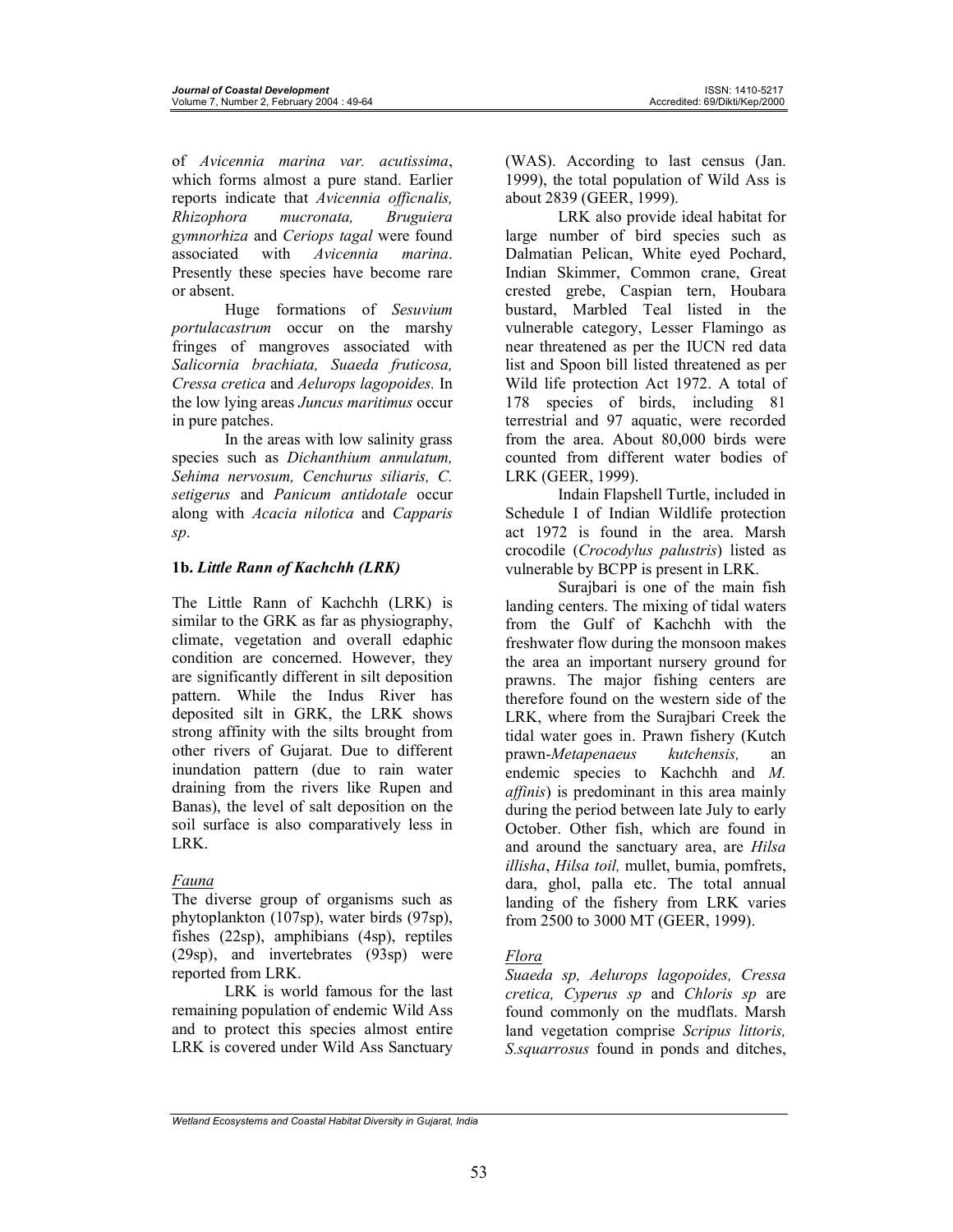of *Avicennia marina var. acutissima*, which forms almost a pure stand. Earlier reports indicate that *Avicennia officnalis, Rhizophora mucronata, Bruguiera gymnorhiza* and *Ceriops tagal* were found associated with *Avicennia marina*. Presently these species have become rare or absent.

Huge formations of *Sesuvium portulacastrum* occur on the marshy fringes of mangroves associated with *Salicornia brachiata, Suaeda fruticosa, Cressa cretica* and *Aelurops lagopoides.* In the low lying areas *Juncus maritimus* occur in pure patches.

In the areas with low salinity grass species such as *Dichanthium annulatum, Sehima nervosum, Cenchurus siliaris, C. setigerus* and *Panicum antidotale* occur along with *Acacia nilotica* and *Capparis sp*.

### 1b. *Little Rann of Kachchh (LRK)*

The Little Rann of Kachchh (LRK) is similar to the GRK as far as physiography, climate, vegetation and overall edaphic condition are concerned. However, they are significantly different in silt deposition pattern. While the Indus River has deposited silt in GRK, the LRK shows strong affinity with the silts brought from other rivers of Gujarat. Due to different inundation pattern (due to rain water draining from the rivers like Rupen and Banas), the level of salt deposition on the soil surface is also comparatively less in LRK.

*Fauna*

The diverse group of organisms such as phytoplankton (107sp), water birds (97sp), fishes (22sp), amphibians (4sp), reptiles (29sp), and invertebrates (93sp) were reported from LRK.

LRK is world famous for the last remaining population of endemic Wild Ass and to protect this species almost entire LRK is covered under Wild Ass Sanctuary (WAS). According to last census (Jan. 1999), the total population of Wild Ass is about 2839 (GEER, 1999).

LRK also provide ideal habitat for large number of bird species such as Dalmatian Pelican, White eyed Pochard, Indian Skimmer, Common crane, Great crested grebe, Caspian tern, Houbara bustard, Marbled Teal listed in the vulnerable category, Lesser Flamingo as near threatened as per the IUCN red data list and Spoon bill listed threatened as per Wild life protection Act 1972. A total of 178 species of birds, including 81 terrestrial and 97 aquatic, were recorded from the area. About 80,000 birds were counted from different water bodies of LRK (GEER, 1999).

Indain Flapshell Turtle, included in Schedule I of Indian Wildlife protection act 1972 is found in the area. Marsh crocodile (*Crocodylus palustris*) listed as vulnerable by BCPP is present in LRK.

Surajbari is one of the main fish landing centers. The mixing of tidal waters from the Gulf of Kachchh with the freshwater flow during the monsoon makes the area an important nursery ground for prawns. The major fishing centers are therefore found on the western side of the LRK, where from the Surajbari Creek the tidal water goes in. Prawn fishery (Kutch prawn-*Metapenaeus kutchensis,* an endemic species to Kachchh and *M. affinis*) is predominant in this area mainly during the period between late July to early October. Other fish, which are found in and around the sanctuary area, are *Hilsa illisha*, *Hilsa toil,* mullet, bumia, pomfrets, dara, ghol, palla etc. The total annual landing of the fishery from LRK varies from 2500 to 3000 MT (GEER, 1999).

*Flora*

*Suaeda sp, Aelurops lagopoides, Cressa cretica, Cyperus sp* and *Chloris sp* are found commonly on the mudflats. Marsh land vegetation comprise *Scripus littoris, S.squarrosus* found in ponds and ditches,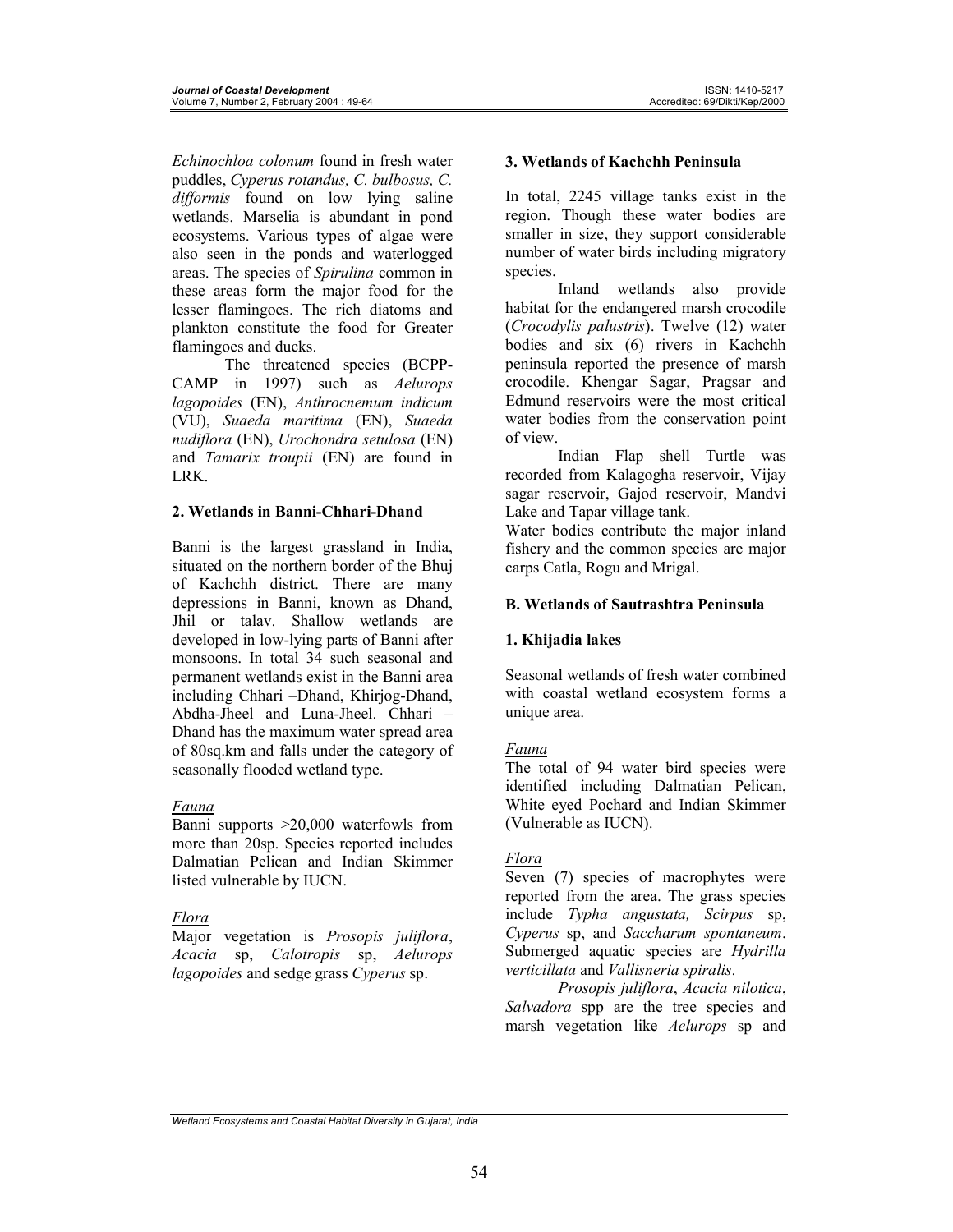*Echinochloa colonum* found in fresh water puddles, *Cyperus rotandus, C. bulbosus, C. difformis* found on low lying saline wetlands. Marselia is abundant in pond ecosystems. Various types of algae were also seen in the ponds and waterlogged areas. The species of *Spirulina* common in these areas form the major food for the lesser flamingoes. The rich diatoms and plankton constitute the food for Greater flamingoes and ducks.

The threatened species (BCPP-CAMP in 1997) such as *Aelurops lagopoides* (EN), *Anthrocnemum indicum* (VU), *Suaeda maritima* (EN), *Suaeda nudiflora* (EN), *Urochondra setulosa* (EN) and *Tamarix troupii* (EN) are found in LRK.

### 2. Wetlands in Banni-Chhari-Dhand

Banni is the largest grassland in India, situated on the northern border of the Bhuj of Kachchh district. There are many depressions in Banni, known as Dhand, Jhil or talav. Shallow wetlands are developed in low-lying parts of Banni after monsoons. In total 34 such seasonal and permanent wetlands exist in the Banni area including Chhari –Dhand, Khirjog-Dhand, Abdha-Jheel and Luna-Jheel. Chhari – Dhand has the maximum water spread area of 80sq.km and falls under the category of seasonally flooded wetland type.

#### Fauna

Banni supports >20,000 waterfowls from more than 20sp. Species reported includes Dalmatian Pelican and Indian Skimmer listed vulnerable by IUCN.

#### Flora

Major vegetation is *Prosopis juliflora*, *Acacia* sp, *Calotropis* sp, *Aelurops lagopoides* and sedge grass *Cyperus* sp.

### 3. Wetlands of Kachchh Peninsula

In total, 2245 village tanks exist in the region. Though these water bodies are smaller in size, they support considerable number of water birds including migratory species.

Inland wetlands also provide habitat for the endangered marsh crocodile (*Crocodylis palustris*). Twelve (12) water bodies and six (6) rivers in Kachchh peninsula reported the presence of marsh crocodile. Khengar Sagar, Pragsar and Edmund reservoirs were the most critical water bodies from the conservation point of view.

Indian Flap shell Turtle was recorded from Kalagogha reservoir, Vijay sagar reservoir, Gajod reservoir, Mandvi Lake and Tapar village tank.

Water bodies contribute the major inland fishery and the common species are major carps Catla, Rogu and Mrigal.

## B. Wetlands of Sautrashtra Peninsula

### 1. Khijadia lakes

Seasonal wetlands of fresh water combined with coastal wetland ecosystem forms a unique area.

#### Fauna

The total of 94 water bird species were identified including Dalmatian Pelican, White eyed Pochard and Indian Skimmer (Vulnerable as IUCN).

#### Flora

Seven (7) species of macrophytes were reported from the area. The grass species include *Typha angustata, Scirpus* sp, *Cyperus* sp, and *Saccharum spontaneum*. Submerged aquatic species are *Hydrilla verticillata* and *Vallisneria spiralis*.

*Prosopis juliflora*, *Acacia nilotica*, *Salvadora* spp are the tree species and marsh vegetation like *Aelurops* sp and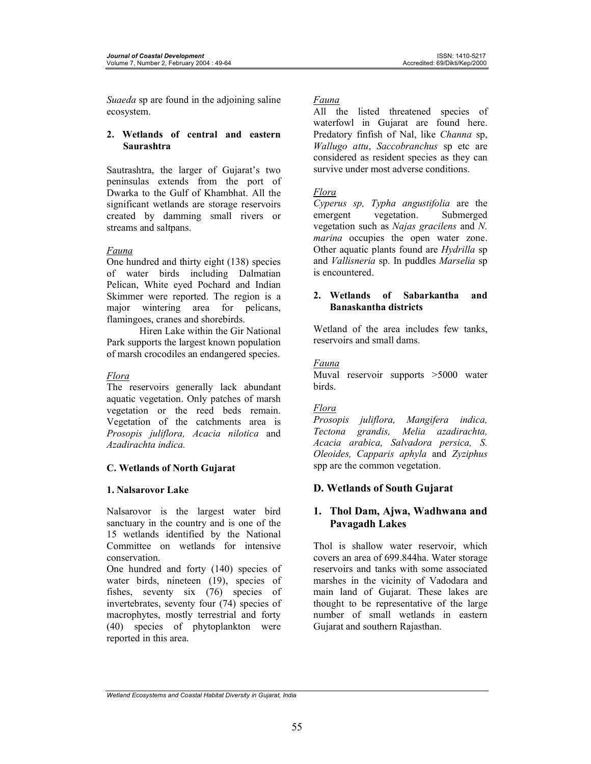*Suaeda* sp are found in the adjoining saline ecosystem.

### 2. Wetlands of central and eastern Saurashtra

Sautrashtra, the larger of Gujarat's two peninsulas extends from the port of Dwarka to the Gulf of Khambhat. All the significant wetlands are storage reservoirs created by damming small rivers or streams and saltpans.

*Fauna*

One hundred and thirty eight (138) species of water birds including Dalmatian Pelican, White eyed Pochard and Indian Skimmer were reported. The region is a major wintering area for pelicans, flamingoes, cranes and shorebirds.

Hiren Lake within the Gir National Park supports the largest known population of marsh crocodiles an endangered species.

*Flora*

The reservoirs generally lack abundant aquatic vegetation. Only patches of marsh vegetation or the reed beds remain. Vegetation of the catchments area is *Prosopis juliflora, Acacia nilotica* and *Azadirachta indica.*

## C. Wetlands of North Gujarat

### 1. Nalsarovor Lake

Nalsarovor is the largest water bird sanctuary in the country and is one of the 15 wetlands identified by the National Committee on wetlands for intensive conservation.

One hundred and forty (140) species of water birds, nineteen (19), species of fishes, seventy six (76) species of invertebrates, seventy four (74) species of macrophytes, mostly terrestrial and forty (40) species of phytoplankton were reported in this area.

*Fauna*

All the listed threatened species of waterfowl in Gujarat are found here. Predatory finfish of Nal, like *Channa* sp, *Wallugo attu*, *Saccobranchus* sp etc are considered as resident species as they can survive under most adverse conditions.

*Flora*

*Cyperus sp, Typha angustifolia* are the emergent vegetation. Submerged vegetation such as *Najas gracilens* and *N. marina* occupies the open water zone. Other aquatic plants found are *Hydrilla* sp and *Vallisneria* sp. In puddles *Marselia* sp is encountered.

### 2. Wetlands of Sabarkantha and Banaskantha districts

Wetland of the area includes few tanks, reservoirs and small dams.

*Fauna*

Muval reservoir supports >5000 water birds.

*Flora*

*Prosopis juliflora, Mangifera indica, Tectona grandis, Melia azadirachta, Acacia arabica, Salvadora persica, S. Oleoides, Capparis aphyla* and *Zyziphus* spp are the common vegetation.

## D. Wetlands of South Gujarat

### 1. Thol Dam, Ajwa, Wadhwana and Pavagadh Lakes

Thol is shallow water reservoir, which covers an area of 699.844ha. Water storage reservoirs and tanks with some associated marshes in the vicinity of Vadodara and main land of Gujarat. These lakes are thought to be representative of the large number of small wetlands in eastern Gujarat and southern Rajasthan.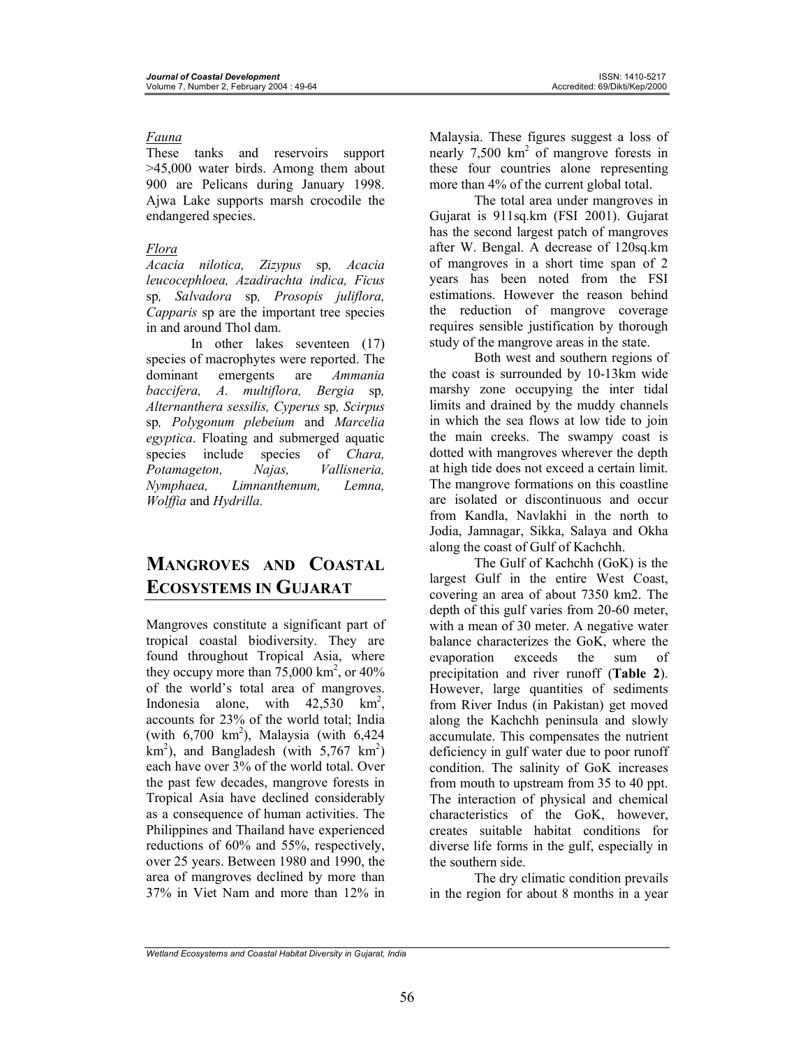*Fauna*

These tanks and reservoirs support >45,000 water birds. Among them about 900 are Pelicans during January 1998. Ajwa Lake supports marsh crocodile the endangered species.

*Flora*

*Acacia nilotica, Zizypus* sp*, Acacia leucocephloea, Azadirachta indica, Ficus* sp*, Salvadora* sp*, Prosopis juliflora, Capparis* sp are the important tree species in and around Thol dam.

In other lakes seventeen (17) species of macrophytes were reported. The dominant emergents are *Ammania baccifera, A. multiflora, Bergia* sp*, Alternanthera sessilis, Cyperus* sp*, Scirpus* sp*, Polygonum plebeium* and *Marcelia egyptica*. Floating and submerged aquatic species include species of *Chara, Potamageton, Najas, Vallisneria, Nymphaea, Limnanthemum, Lemna, Wolffia* and *Hydrilla.*

## MANGROVES AND COASTAL ECOSYSTEMS IN GUJARAT

Mangroves constitute a significant part of tropical coastal biodiversity. They are found throughout Tropical Asia, where they occupy more than 75,000 $km^2$, or 40% of the world's total area of mangroves. Indonesia alone, with 42,530 $km^2$, accounts for 23% of the world total; India (with 6,700 $km^2$), Malaysia (with 6,424 $km^2$), and Bangladesh (with 5,767 $km^2$) each have over 3% of the world total. Over the past few decades, mangrove forests in Tropical Asia have declined considerably as a consequence of human activities. The Philippines and Thailand have experienced reductions of 60% and 55%, respectively, over 25 years. Between 1980 and 1990, the area of mangroves declined by more than 37% in Viet Nam and more than 12% in Malaysia. These figures suggest a loss of nearly 7,500 $km^2$ of mangrove forests in these four countries alone representing more than 4% of the current global total.

The total area under mangroves in Gujarat is 911sq.km (FSI 2001). Gujarat has the second largest patch of mangroves after W. Bengal. A decrease of 120sq.km of mangroves in a short time span of 2 years has been noted from the FSI estimations. However the reason behind the reduction of mangrove coverage requires sensible justification by thorough study of the mangrove areas in the state.

Both west and southern regions of the coast is surrounded by 10-13km wide marshy zone occupying the inter tidal limits and drained by the muddy channels in which the sea flows at low tide to join the main creeks. The swampy coast is dotted with mangroves wherever the depth at high tide does not exceed a certain limit. The mangrove formations on this coastline are isolated or discontinuous and occur from Kandla, Navlakhi in the north to Jodia, Jamnagar, Sikka, Salaya and Okha along the coast of Gulf of Kachchh.

The Gulf of Kachchh (GoK) is the largest Gulf in the entire West Coast, covering an area of about 7350 km2. The depth of this gulf varies from 20-60 meter, with a mean of 30 meter. A negative water balance characterizes the GoK, where the evaporation exceeds the sum of precipitation and river runoff (**Table 2**). However, large quantities of sediments from River Indus (in Pakistan) get moved along the Kachchh peninsula and slowly accumulate. This compensates the nutrient deficiency in gulf water due to poor runoff condition. The salinity of GoK increases from mouth to upstream from 35 to 40 ppt. The interaction of physical and chemical characteristics of the GoK, however, creates suitable habitat conditions for diverse life forms in the gulf, especially in the southern side.

The dry climatic condition prevails in the region for about 8 months in a year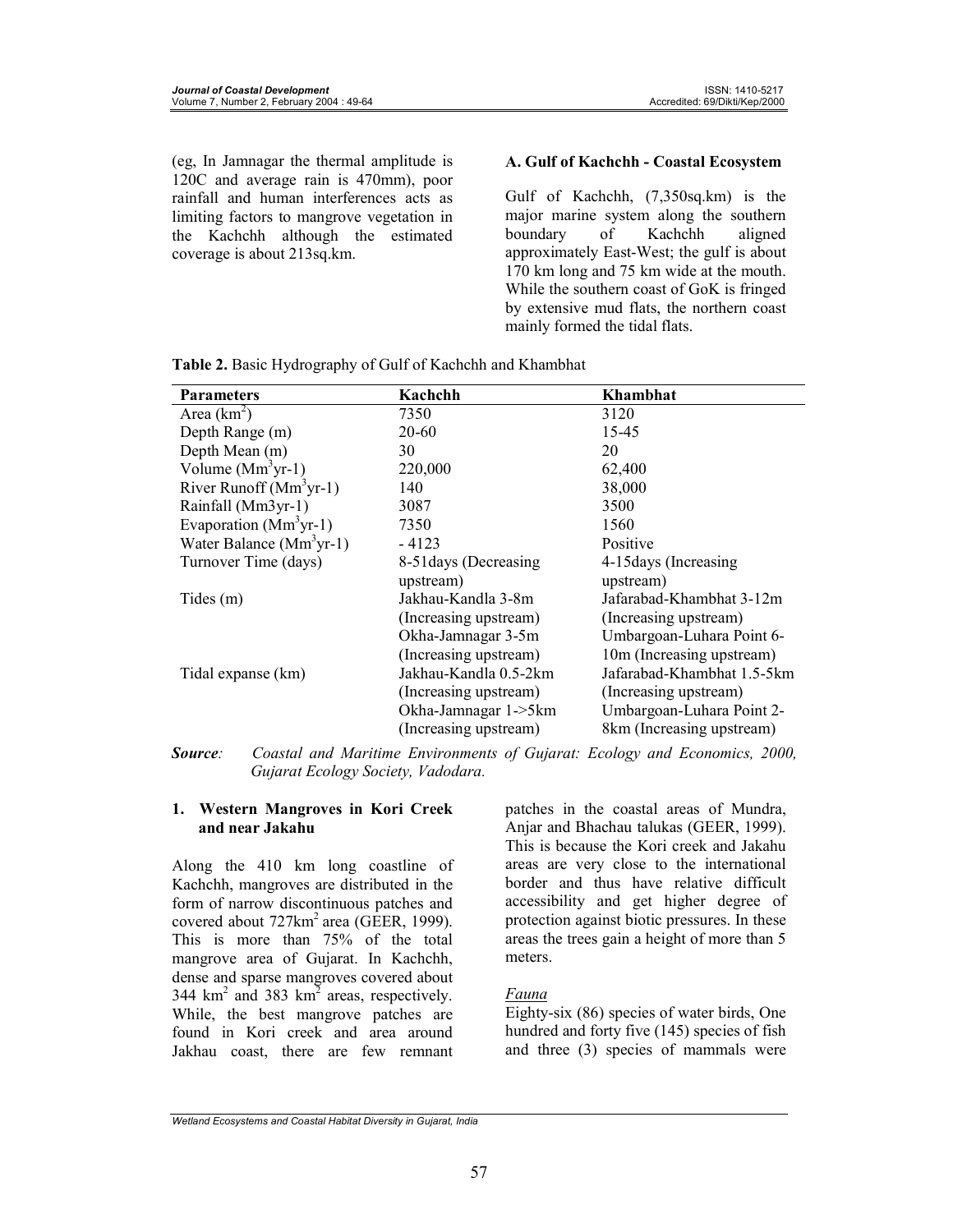(eg, In Jamnagar the thermal amplitude is 120C and average rain is 470mm), poor rainfall and human interferences acts as limiting factors to mangrove vegetation in the Kachchh although the estimated coverage is about 213sq.km.

### A. Gulf of Kachchh - Coastal Ecosystem

Gulf of Kachchh, (7,350sq.km) is the major marine system along the southern boundary of Kachchh aligned approximately East-West; the gulf is about 170 km long and 75 km wide at the mouth. While the southern coast of GoK is fringed by extensive mud flats, the northern coast mainly formed the tidal flats.

**Table 2.** Basic Hydrography of Gulf of Kachchh and Khambhat

| Parameters | Kachchh | Khambhat |
|---|---|---|
| Area ($km^2$) | 7350 | 3120 |
| Depth Range (m) | 20-60 | 15-45 |
| Depth Mean (m) | 30 | 20 |
| Volume ($Mm^3$yr-1) | 220,000 | 62,400 |
| River Runoff ($Mm^3$yr-1) | 140 | 38,000 |
| Rainfall (Mm3yr-1) | 3087 | 3500 |
| Evaporation ($Mm^3$yr-1) | 7350 | 1560 |
| Water Balance ($Mm^3$yr-1) | - 4123 | Positive |
| Turnover Time (days) | 8-51days (Decreasing upstream) | 4-15days (Increasing upstream) |
| Tides (m) | Jakhau-Kandla 3-8m (Increasing upstream) Okha-Jamnagar 3-5m (Increasing upstream) | Jafarabad-Khambhat 3-12m (Increasing upstream) Umbargoan-Luhara Point 6-10m (Increasing upstream) |
| Tidal expanse (km) | Jakhau-Kandla 0.5-2km (Increasing upstream) Okha-Jamnagar 1->5km (Increasing upstream) | Jafarabad-Khambhat 1.5-5km (Increasing upstream) Umbargoan-Luhara Point 2-8km (Increasing upstream) |

***Source**: Coastal and Maritime Environments of Gujarat: Ecology and Economics, 2000, Gujarat Ecology Society, Vadodara.*

#### 1. Western Mangroves in Kori Creek and near Jakahu

Along the 410 km long coastline of Kachchh, mangroves are distributed in the form of narrow discontinuous patches and covered about 727km$^2$ area (GEER, 1999). This is more than 75% of the total mangrove area of Gujarat. In Kachchh, dense and sparse mangroves covered about 344 km$^2$ and 383 km$^2$ areas, respectively. While, the best mangrove patches are found in Kori creek and area around Jakhau coast, there are few remnant patches in the coastal areas of Mundra, Anjar and Bhachau talukas (GEER, 1999). This is because the Kori creek and Jakhau areas are very close to the international border and thus have relative difficult accessibility and get higher degree of protection against biotic pressures. In these areas the trees gain a height of more than 5 meters.

*Fauna*

Eighty-six (86) species of water birds, One hundred and forty five (145) species of fish and three (3) species of mammals were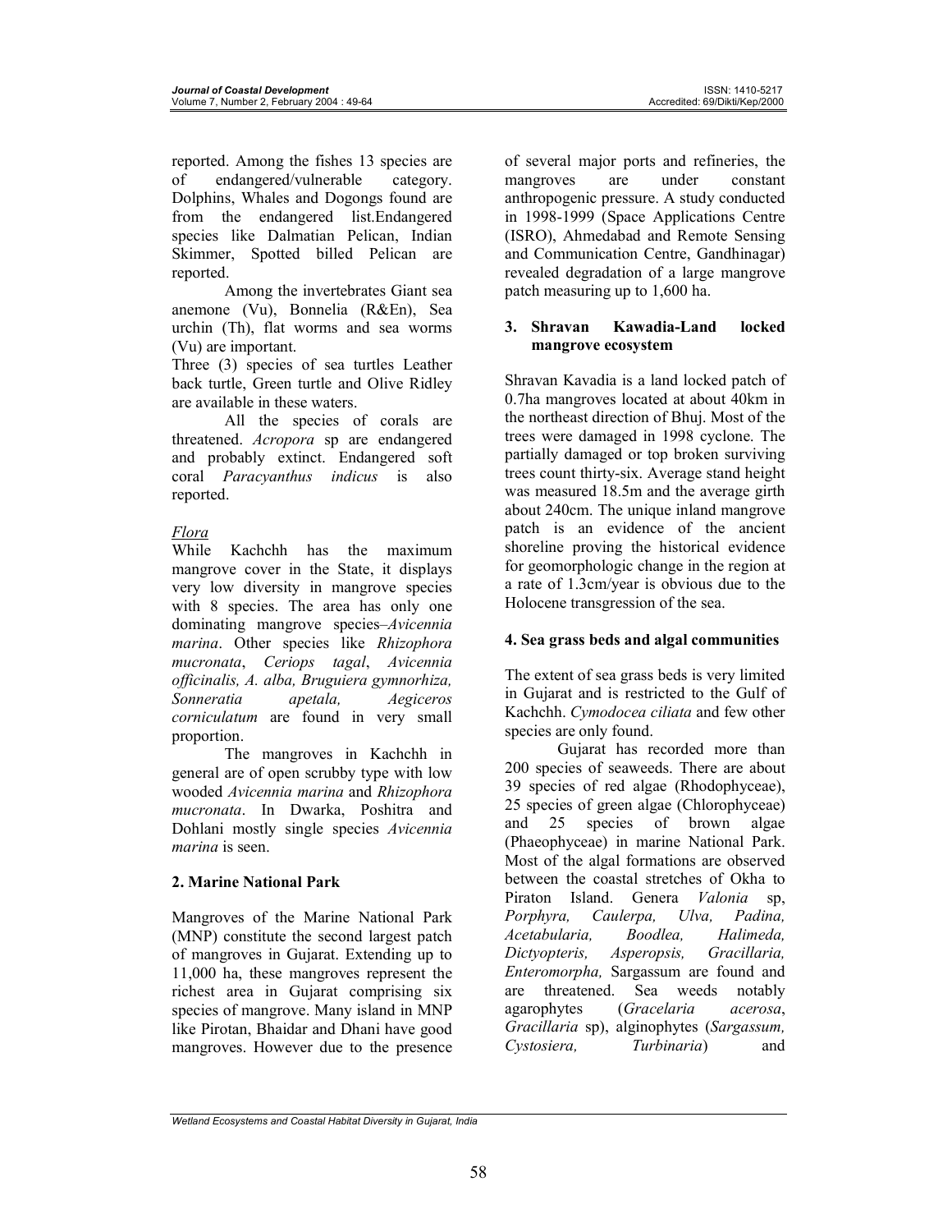reported. Among the fishes 13 species are of endangered/vulnerable category. Dolphins, Whales and Dogongs found are from the endangered list.Endangered species like Dalmatian Pelican, Indian Skimmer, Spotted billed Pelican are reported.

Among the invertebrates Giant sea anemone (Vu), Bonnelia (R&En), Sea urchin (Th), flat worms and sea worms (Vu) are important.

Three (3) species of sea turtles Leather back turtle, Green turtle and Olive Ridley are available in these waters.

All the species of corals are threatened. *Acropora* sp are endangered and probably extinct. Endangered soft coral *Paracyanthus indicus* is also reported.

*Flora*

While Kachchh has the maximum mangrove cover in the State, it displays very low diversity in mangrove species with 8 species. The area has only one dominating mangrove species–*Avicennia marina*. Other species like *Rhizophora mucronata*, *Ceriops tagal*, *Avicennia officinalis, A. alba, Bruguiera gymnorhiza, Sonneratia apetala, Aegiceros corniculatum* are found in very small proportion.

The mangroves in Kachchh in general are of open scrubby type with low wooded *Avicennia marina* and *Rhizophora mucronata*. In Dwarka, Poshitra and Dohlani mostly single species *Avicennia marina* is seen.

## 2. Marine National Park

Mangroves of the Marine National Park (MNP) constitute the second largest patch of mangroves in Gujarat. Extending up to 11,000 ha, these mangroves represent the richest area in Gujarat comprising six species of mangrove. Many island in MNP like Pirotan, Bhaidar and Dhani have good mangroves. However due to the presence of several major ports and refineries, the mangroves are under constant anthropogenic pressure. A study conducted in 1998-1999 (Space Applications Centre (ISRO), Ahmedabad and Remote Sensing and Communication Centre, Gandhinagar) revealed degradation of a large mangrove patch measuring up to 1,600 ha.

## 3. Shravan Kawadia-Land locked mangrove ecosystem

Shravan Kavadia is a land locked patch of 0.7ha mangroves located at about 40km in the northeast direction of Bhuj. Most of the trees were damaged in 1998 cyclone. The partially damaged or top broken surviving trees count thirty-six. Average stand height was measured 18.5m and the average girth about 240cm. The unique inland mangrove patch is an evidence of the ancient shoreline proving the historical evidence for geomorphologic change in the region at a rate of 1.3cm/year is obvious due to the Holocene transgression of the sea.

## 4. Sea grass beds and algal communities

The extent of sea grass beds is very limited in Gujarat and is restricted to the Gulf of Kachchh. *Cymodocea ciliata* and few other species are only found.

Gujarat has recorded more than 200 species of seaweeds. There are about 39 species of red algae (Rhodophyceae), 25 species of green algae (Chlorophyceae) and 25 species of brown algae (Phaeophyceae) in marine National Park. Most of the algal formations are observed between the coastal stretches of Okha to Piraton Island. Genera *Valonia* sp, *Porphyra, Caulerpa, Ulva, Padina, Acetabularia, Boodlea, Halimeda, Dictyopteris, Asperopsis, Gracillaria, Enteromorpha,* Sargassum are found and are threatened. Sea weeds notably agarophytes (*Gracelaria acerosa*, *Gracillaria* sp), alginophytes (*Sargassum, Cystosiera, Turbinaria*) and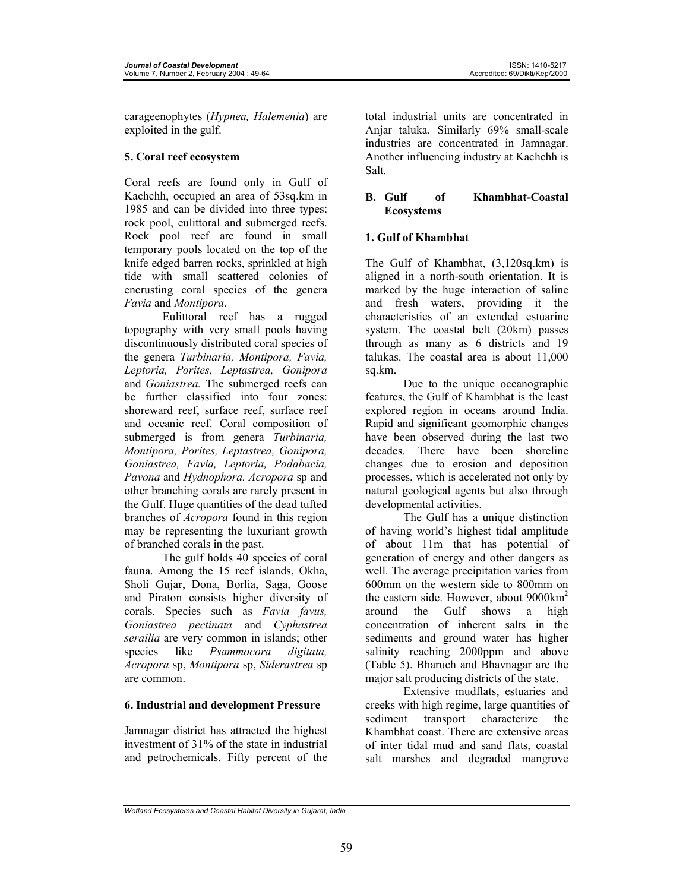carageenophytes (*Hypnea, Halemenia*) are exploited in the gulf.

### 5. Coral reef ecosystem

Coral reefs are found only in Gulf of Kachchh, occupied an area of 53sq.km in 1985 and can be divided into three types: rock pool, eulittoral and submerged reefs. Rock pool reef are found in small temporary pools located on the top of the knife edged barren rocks, sprinkled at high tide with small scattered colonies of encrusting coral species of the genera *Favia* and *Montipora*.

Eulittoral reef has a rugged topography with very small pools having discontinuously distributed coral species of the genera *Turbinaria, Montipora, Favia, Leptoria, Porites, Leptastrea, Gonipora* and *Goniastrea.* The submerged reefs can be further classified into four zones: shoreward reef, surface reef, surface reef and oceanic reef. Coral composition of submerged is from genera *Turbinaria, Montipora, Porites, Leptastrea, Gonipora, Goniastrea, Favia, Leptoria, Podabacia, Pavona* and *Hydnophora. Acropora* sp and other branching corals are rarely present in the Gulf. Huge quantities of the dead tufted branches of *Acropora* found in this region may be representing the luxuriant growth of branched corals in the past.

The gulf holds 40 species of coral fauna. Among the 15 reef islands, Okha, Sholi Gujar, Dona, Borlia, Saga, Goose and Piraton consists higher diversity of corals. Species such as *Favia favus, Goniastrea pectinata* and *Cyphastrea serailia* are very common in islands; other species like *Psammocora digitata, Acropora* sp, *Montipora* sp, *Siderastrea* sp are common.

### 6. Industrial and development Pressure

Jamnagar district has attracted the highest investment of 31% of the state in industrial and petrochemicals. Fifty percent of the total industrial units are concentrated in Anjar taluka. Similarly 69% small-scale industries are concentrated in Jamnagar. Another influencing industry at Kachchh is Salt.

## B. Gulf of Khambhat-Coastal Ecosystems

### 1. Gulf of Khambhat

The Gulf of Khambhat, (3,120sq.km) is aligned in a north-south orientation. It is marked by the huge interaction of saline and fresh waters, providing it the characteristics of an extended estuarine system. The coastal belt (20km) passes through as many as 6 districts and 19 talukas. The coastal area is about 11,000 sq.km.

Due to the unique oceanographic features, the Gulf of Khambhat is the least explored region in oceans around India. Rapid and significant geomorphic changes have been observed during the last two decades. There have been shoreline changes due to erosion and deposition processes, which is accelerated not only by natural geological agents but also through developmental activities.

The Gulf has a unique distinction of having world's highest tidal amplitude of about 11m that has potential of generation of energy and other dangers as well. The average precipitation varies from 600mm on the western side to 800mm on the eastern side. However, about 9000km$^2$ around the Gulf shows a high concentration of inherent salts in the sediments and ground water has higher salinity reaching 2000ppm and above (Table 5). Bharuch and Bhavnagar are the major salt producing districts of the state.

Extensive mudflats, estuaries and creeks with high regime, large quantities of sediment transport characterize the Khambhat coast. There are extensive areas of inter tidal mud and sand flats, coastal salt marshes and degraded mangrove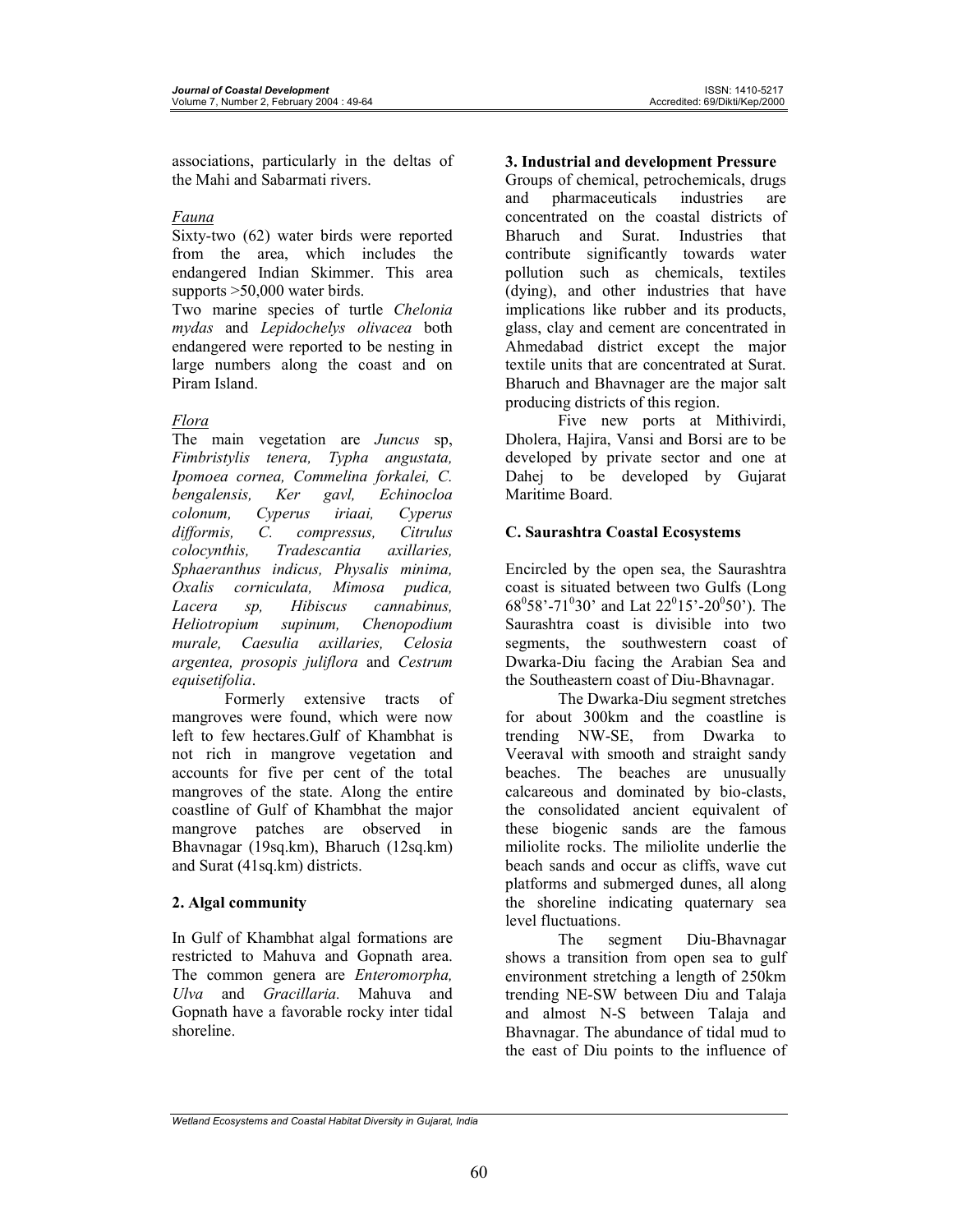associations, particularly in the deltas of the Mahi and Sabarmati rivers.

*Fauna*

Sixty-two (62) water birds were reported from the area, which includes the endangered Indian Skimmer. This area supports >50,000 water birds.

Two marine species of turtle *Chelonia mydas* and *Lepidochelys olivacea* both endangered were reported to be nesting in large numbers along the coast and on Piram Island.

*Flora*

The main vegetation are *Juncus* sp, *Fimbristylis tenera, Typha angustata, Ipomoea cornea, Commelina forkalei, C. bengalensis, Ker gavl, Echinocloa colonum, Cyperus iriaai, Cyperus difformis, C. compressus, Citrulus colocynthis, Tradescantia axillaries, Sphaeranthus indicus, Physalis minima, Oxalis corniculata, Mimosa pudica, Lacera sp, Hibiscus cannabinus, Heliotropium supinum, Chenopodium murale, Caesulia axillaries, Celosia argentea, prosopis juliflora* and *Cestrum equisetifolia*.

Formerly extensive tracts of mangroves were found, which were now left to few hectares.Gulf of Khambhat is not rich in mangrove vegetation and accounts for five per cent of the total mangroves of the state. Along the entire coastline of Gulf of Khambhat the major mangrove patches are observed in Bhavnagar (19sq.km), Bharuch (12sq.km) and Surat (41sq.km) districts.

### 2. Algal community

In Gulf of Khambhat algal formations are restricted to Mahuva and Gopnath area. The common genera are *Enteromorpha, Ulva* and *Gracillaria.* Mahuva and Gopnath have a favorable rocky inter tidal shoreline.

### 3. Industrial and development Pressure

Groups of chemical, petrochemicals, drugs and pharmaceuticals industries are concentrated on the coastal districts of Bharuch and Surat. Industries that contribute significantly towards water pollution such as chemicals, textiles (dying), and other industries that have implications like rubber and its products, glass, clay and cement are concentrated in Ahmedabad district except the major textile units that are concentrated at Surat. Bharuch and Bhavnager are the major salt producing districts of this region.

Five new ports at Mithivirdi, Dholera, Hajira, Vansi and Borsi are to be developed by private sector and one at Dahej to be developed by Gujarat Maritime Board.

## C. Saurashtra Coastal Ecosystems

Encircled by the open sea, the Saurashtra coast is situated between two Gulfs (Long $68^0 58'$-$71^0 30'$ and Lat $22^0 15'$-$20^0 50'$). The Saurashtra coast is divisible into two segments, the southwestern coast of Dwarka-Diu facing the Arabian Sea and the Southeastern coast of Diu-Bhavnagar.

The Dwarka-Diu segment stretches for about 300km and the coastline is trending NW-SE, from Dwarka to Veeraval with smooth and straight sandy beaches. The beaches are unusually calcareous and dominated by bio-clasts, the consolidated ancient equivalent of these biogenic sands are the famous miliolite rocks. The miliolite underlie the beach sands and occur as cliffs, wave cut platforms and submerged dunes, all along the shoreline indicating quaternary sea level fluctuations.

The segment Diu-Bhavnagar shows a transition from open sea to gulf environment stretching a length of 250km trending NE-SW between Diu and Talaja and almost N-S between Talaja and Bhavnagar. The abundance of tidal mud to the east of Diu points to the influence of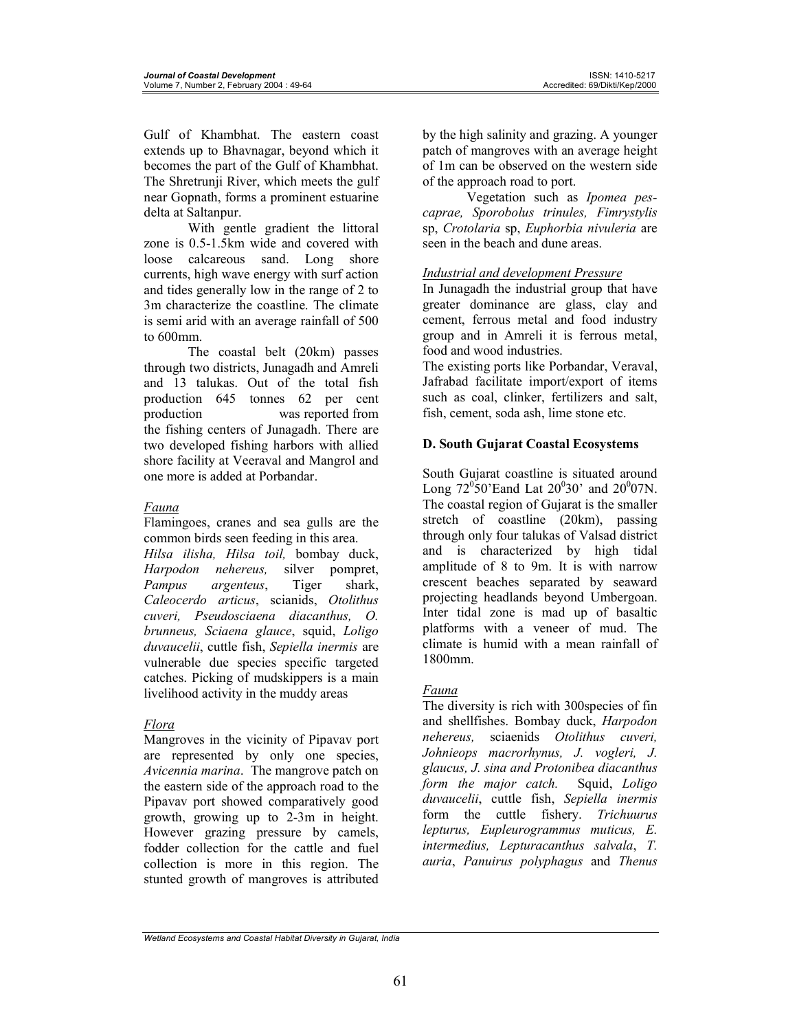Gulf of Khambhat. The eastern coast extends up to Bhavnagar, beyond which it becomes the part of the Gulf of Khambhat. The Shretrunji River, which meets the gulf near Gopnath, forms a prominent estuarine delta at Saltanpur.

With gentle gradient the littoral zone is 0.5-1.5km wide and covered with loose calcareous sand. Long shore currents, high wave energy with surf action and tides generally low in the range of 2 to 3m characterize the coastline. The climate is semi arid with an average rainfall of 500 to 600mm.

The coastal belt (20km) passes through two districts, Junagadh and Amreli and 13 talukas. Out of the total fish production 645 tonnes 62 per cent production was reported from the fishing centers of Junagadh. There are two developed fishing harbors with allied shore facility at Veeraval and Mangrol and one more is added at Porbandar.

*Fauna*

Flamingoes, cranes and sea gulls are the common birds seen feeding in this area.

*Hilsa ilisha, Hilsa toil,* bombay duck, *Harpodon nehereus,* silver pompret, *Pampus argenteus*, Tiger shark, *Caleocerdo articus*, scianids, *Otolithus cuveri, Pseudosciaena diacanthus, O. brunneus, Sciaena glauce*, squid, *Loligo duvaucelii*, cuttle fish, *Sepiella inermis* are vulnerable due species specific targeted catches. Picking of mudskippers is a main livelihood activity in the muddy areas

*Flora*

Mangroves in the vicinity of Pipavav port are represented by only one species, *Avicennia marina*. The mangrove patch on the eastern side of the approach road to the Pipavav port showed comparatively good growth, growing up to 2-3m in height. However grazing pressure by camels, fodder collection for the cattle and fuel collection is more in this region. The stunted growth of mangroves is attributed by the high salinity and grazing. A younger patch of mangroves with an average height of 1m can be observed on the western side of the approach road to port.

Vegetation such as *Ipomea pes-caprae, Sporobolus trinules, Fimrystylis* sp, *Crotolaria* sp, *Euphorbia nivuleria* are seen in the beach and dune areas.

*Industrial and development Pressure*

In Junagadh the industrial group that have greater dominance are glass, clay and cement, ferrous metal and food industry group and in Amreli it is ferrous metal, food and wood industries.

The existing ports like Porbandar, Veraval, Jafrabad facilitate import/export of items such as coal, clinker, fertilizers and salt, fish, cement, soda ash, lime stone etc.

**D. South Gujarat Coastal Ecosystems**

South Gujarat coastline is situated around Long $72^{0}50$'Eand Lat $20^{0}30$' and $20^{0}07$N. The coastal region of Gujarat is the smaller stretch of coastline (20km), passing through only four talukas of Valsad district and is characterized by high tidal amplitude of 8 to 9m. It is with narrow crescent beaches separated by seaward projecting headlands beyond Umbergoan. Inter tidal zone is mad up of basaltic platforms with a veneer of mud. The climate is humid with a mean rainfall of 1800mm.

*Fauna*

The diversity is rich with 300species of fin and shellfishes. Bombay duck, *Harpodon nehereus,* sciaenids *Otolithus cuveri, Johnieops macrorhynus, J. vogleri, J. glaucus, J. sina and Protonibea diacanthus form the major catch.* Squid, *Loligo duvaucelii*, cuttle fish, *Sepiella inermis* form the cuttle fishery. *Trichuurus lepturus, Eupleurogrammus muticus, E. intermedius, Lepturacanthus salvala*, *T. auria*, *Panuirus polyphagus* and *Thenus*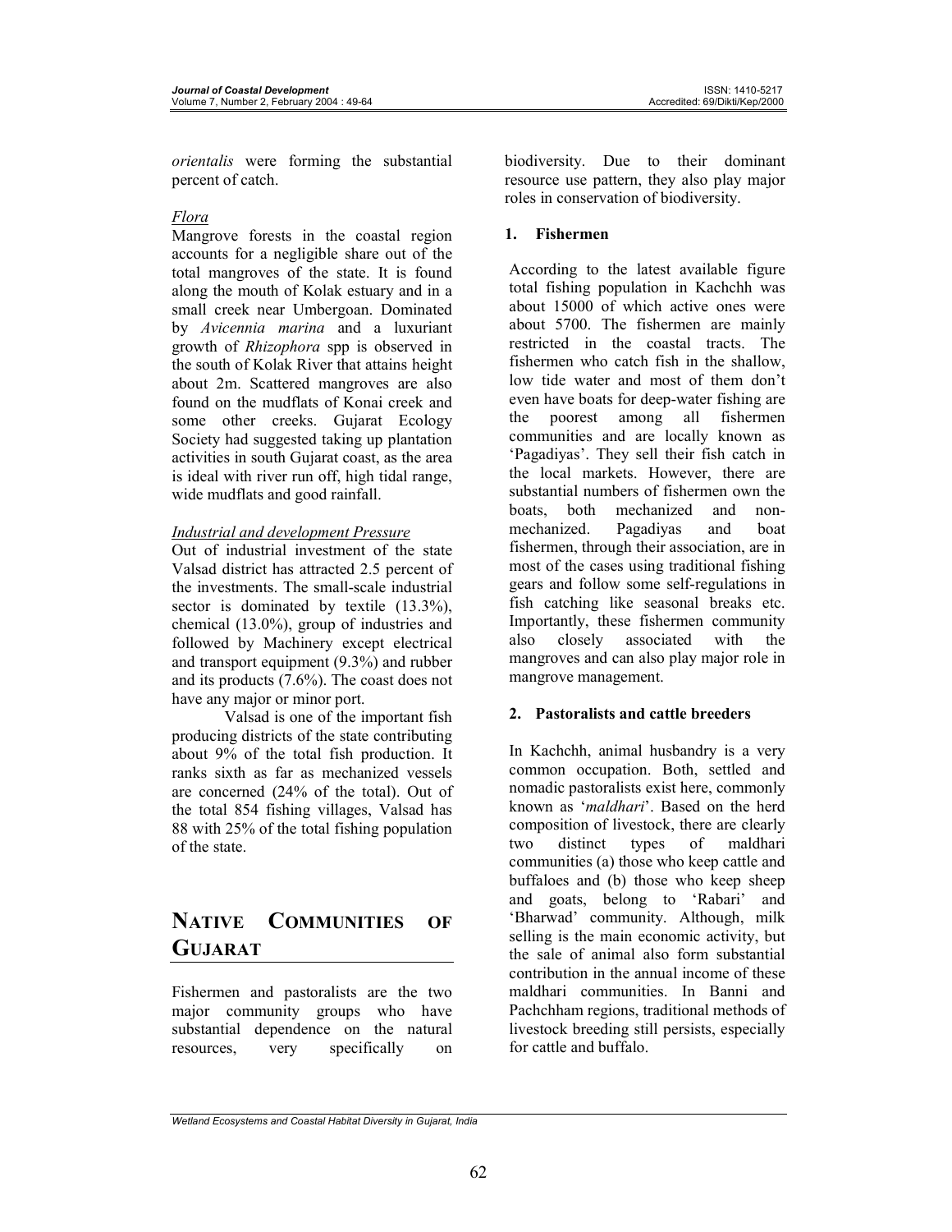*orientalis* were forming the substantial percent of catch.

*Flora*

Mangrove forests in the coastal region accounts for a negligible share out of the total mangroves of the state. It is found along the mouth of Kolak estuary and in a small creek near Umbergoan. Dominated by *Avicennia marina* and a luxuriant growth of *Rhizophora* spp is observed in the south of Kolak River that attains height about 2m. Scattered mangroves are also found on the mudflats of Konai creek and some other creeks. Gujarat Ecology Society had suggested taking up plantation activities in south Gujarat coast, as the area is ideal with river run off, high tidal range, wide mudflats and good rainfall.

*Industrial and development Pressure*

Out of industrial investment of the state Valsad district has attracted 2.5 percent of the investments. The small-scale industrial sector is dominated by textile (13.3%), chemical (13.0%), group of industries and followed by Machinery except electrical and transport equipment (9.3%) and rubber and its products (7.6%). The coast does not have any major or minor port.

Valsad is one of the important fish producing districts of the state contributing about 9% of the total fish production. It ranks sixth as far as mechanized vessels are concerned (24% of the total). Out of the total 854 fishing villages, Valsad has 88 with 25% of the total fishing population of the state.

# NATIVE COMMUNITIES OF GUJARAT

Fishermen and pastoralists are the two major community groups who have substantial dependence on the natural resources, very specifically on biodiversity. Due to their dominant resource use pattern, they also play major roles in conservation of biodiversity.

## 1. Fishermen

According to the latest available figure total fishing population in Kachchh was about 15000 of which active ones were about 5700. The fishermen are mainly restricted in the coastal tracts. The fishermen who catch fish in the shallow, low tide water and most of them don't even have boats for deep-water fishing are the poorest among all fishermen communities and are locally known as 'Pagadiyas'. They sell their fish catch in the local markets. However, there are substantial numbers of fishermen own the boats, both mechanized and non-mechanized. Pagadiyas and boat fishermen, through their association, are in most of the cases using traditional fishing gears and follow some self-regulations in fish catching like seasonal breaks etc. Importantly, these fishermen community also closely associated with the mangroves and can also play major role in mangrove management.

## 2. Pastoralists and cattle breeders

In Kachchh, animal husbandry is a very common occupation. Both, settled and nomadic pastoralists exist here, commonly known as '*maldhari*'. Based on the herd composition of livestock, there are clearly two distinct types of maldhari communities (a) those who keep cattle and buffaloes and (b) those who keep sheep and goats, belong to 'Rabari' and 'Bharwad' community. Although, milk selling is the main economic activity, but the sale of animal also form substantial contribution in the annual income of these maldhari communities. In Banni and Pachchham regions, traditional methods of livestock breeding still persists, especially for cattle and buffalo.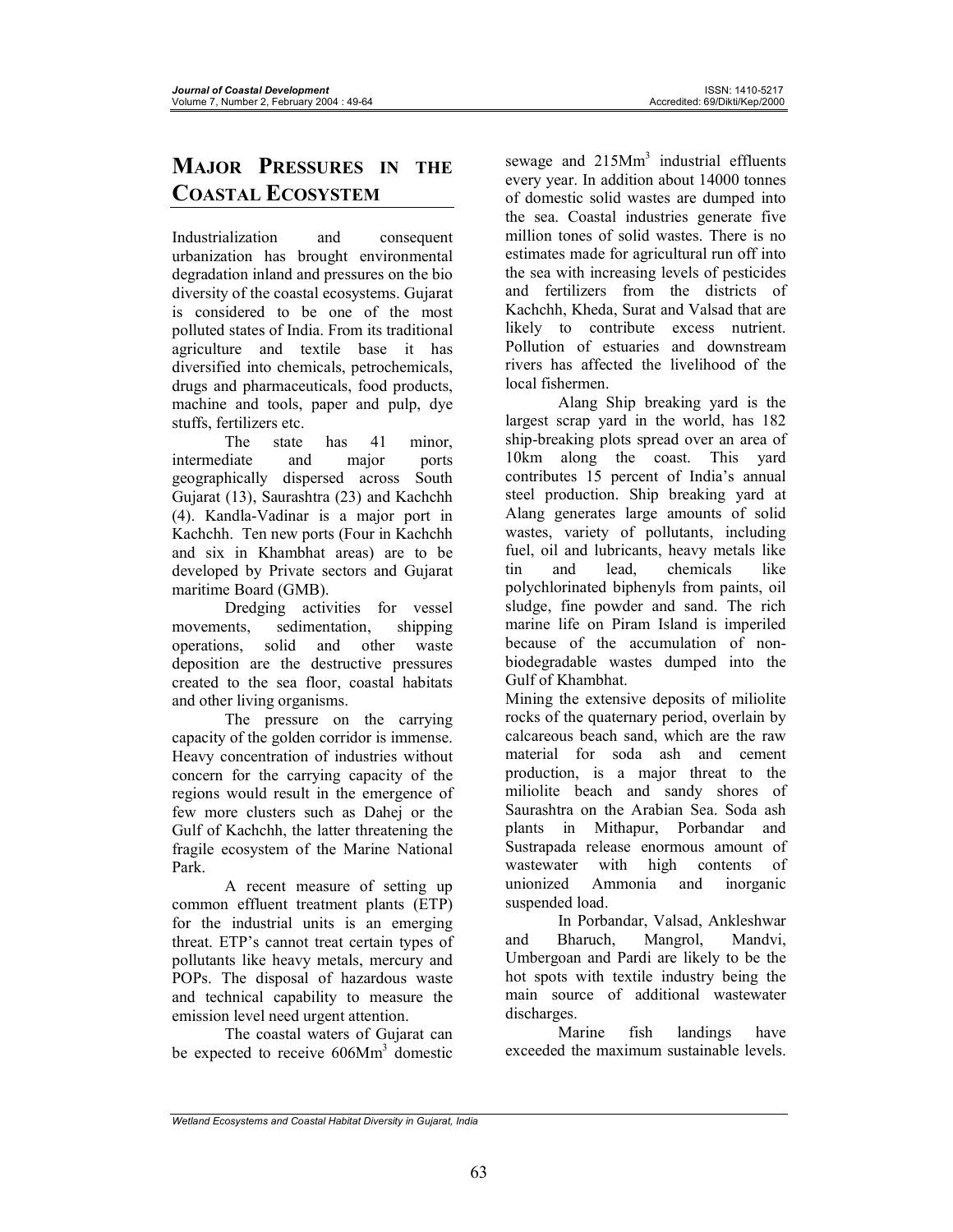## MAJOR PRESSURES IN THE COASTAL ECOSYSTEM

Industrialization and consequent urbanization has brought environmental degradation inland and pressures on the bio diversity of the coastal ecosystems. Gujarat is considered to be one of the most polluted states of India. From its traditional agriculture and textile base it has diversified into chemicals, petrochemicals, drugs and pharmaceuticals, food products, machine and tools, paper and pulp, dye stuffs, fertilizers etc.

The state has 41 minor, intermediate and major ports geographically dispersed across South Gujarat (13), Saurashtra (23) and Kachchh (4). Kandla-Vadinar is a major port in Kachchh. Ten new ports (Four in Kachchh and six in Khambhat areas) are to be developed by Private sectors and Gujarat maritime Board (GMB).

Dredging activities for vessel movements, sedimentation, shipping operations, solid and other waste deposition are the destructive pressures created to the sea floor, coastal habitats and other living organisms.

The pressure on the carrying capacity of the golden corridor is immense. Heavy concentration of industries without concern for the carrying capacity of the regions would result in the emergence of few more clusters such as Dahej or the Gulf of Kachchh, the latter threatening the fragile ecosystem of the Marine National Park.

A recent measure of setting up common effluent treatment plants (ETP) for the industrial units is an emerging threat. ETP's cannot treat certain types of pollutants like heavy metals, mercury and POPs. The disposal of hazardous waste and technical capability to measure the emission level need urgent attention.

The coastal waters of Gujarat can be expected to receive 606Mm$^3$ domestic sewage and 215Mm$^3$ industrial effluents every year. In addition about 14000 tonnes of domestic solid wastes are dumped into the sea. Coastal industries generate five million tones of solid wastes. There is no estimates made for agricultural run off into the sea with increasing levels of pesticides and fertilizers from the districts of Kachchh, Kheda, Surat and Valsad that are likely to contribute excess nutrient. Pollution of estuaries and downstream rivers has affected the livelihood of the local fishermen.

Alang Ship breaking yard is the largest scrap yard in the world, has 182 ship-breaking plots spread over an area of 10km along the coast. This yard contributes 15 percent of India's annual steel production. Ship breaking yard at Alang generates large amounts of solid wastes, variety of pollutants, including fuel, oil and lubricants, heavy metals like tin and lead, chemicals like polychlorinated biphenyls from paints, oil sludge, fine powder and sand. The rich marine life on Piram Island is imperiled because of the accumulation of non-biodegradable wastes dumped into the Gulf of Khambhat.

Mining the extensive deposits of miliolite rocks of the quaternary period, overlain by calcareous beach sand, which are the raw material for soda ash and cement production, is a major threat to the miliolite beach and sandy shores of Saurashtra on the Arabian Sea. Soda ash plants in Mithapur, Porbandar and Sustrapada release enormous amount of wastewater with high contents of unionized Ammonia and inorganic suspended load.

In Porbandar, Valsad, Ankleshwar and Bharuch, Mangrol, Mandvi, Umbergoan and Pardi are likely to be the hot spots with textile industry being the main source of additional wastewater discharges.

Marine fish landings have exceeded the maximum sustainable levels.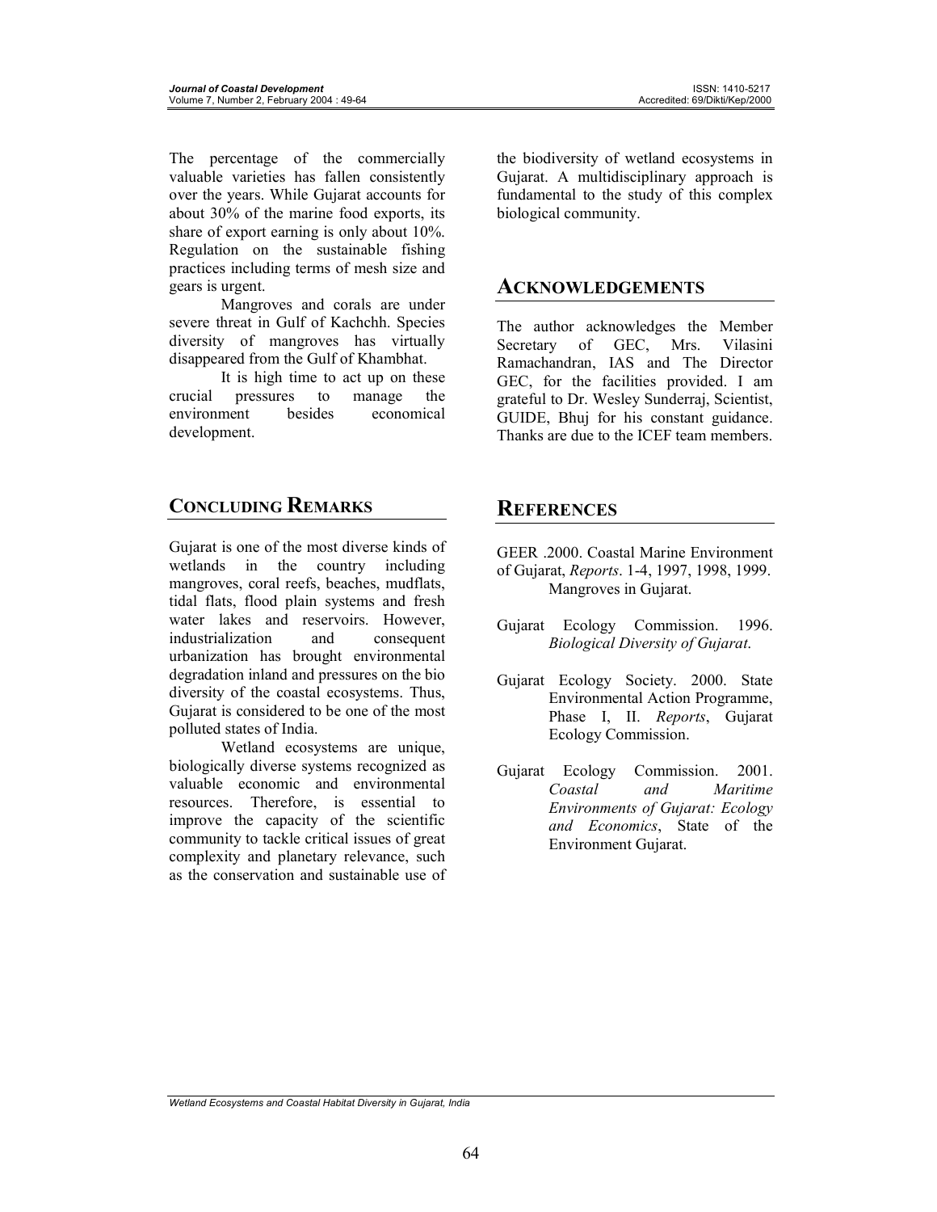The percentage of the commercially valuable varieties has fallen consistently over the years. While Gujarat accounts for about 30% of the marine food exports, its share of export earning is only about 10%. Regulation on the sustainable fishing practices including terms of mesh size and gears is urgent.

Mangroves and corals are under severe threat in Gulf of Kachchh. Species diversity of mangroves has virtually disappeared from the Gulf of Khambhat.

It is high time to act up on these crucial pressures to manage the environment besides economical development.

## CONCLUDING REMARKS

Gujarat is one of the most diverse kinds of wetlands in the country including mangroves, coral reefs, beaches, mudflats, tidal flats, flood plain systems and fresh water lakes and reservoirs. However, industrialization and consequent urbanization has brought environmental degradation inland and pressures on the bio diversity of the coastal ecosystems. Thus, Gujarat is considered to be one of the most polluted states of India.

Wetland ecosystems are unique, biologically diverse systems recognized as valuable economic and environmental resources. Therefore, is essential to improve the capacity of the scientific community to tackle critical issues of great complexity and planetary relevance, such as the conservation and sustainable use of the biodiversity of wetland ecosystems in Gujarat. A multidisciplinary approach is fundamental to the study of this complex biological community.

## ACKNOWLEDGEMENTS

The author acknowledges the Member Secretary of GEC, Mrs. Vilasini Ramachandran, IAS and The Director GEC, for the facilities provided. I am grateful to Dr. Wesley Sunderraj, Scientist, GUIDE, Bhuj for his constant guidance. Thanks are due to the ICEF team members.

## REFERENCES

GEER .2000. Coastal Marine Environment of Gujarat, *Reports*. 1-4, 1997, 1998, 1999. Mangroves in Gujarat.

Gujarat Ecology Commission. 1996. *Biological Diversity of Gujarat*.

Gujarat Ecology Society. 2000. State Environmental Action Programme, Phase I, II. *Reports*, Gujarat Ecology Commission.

Gujarat Ecology Commission. 2001. *Coastal and Maritime Environments of Gujarat: Ecology and Economics*, State of the Environment Gujarat.